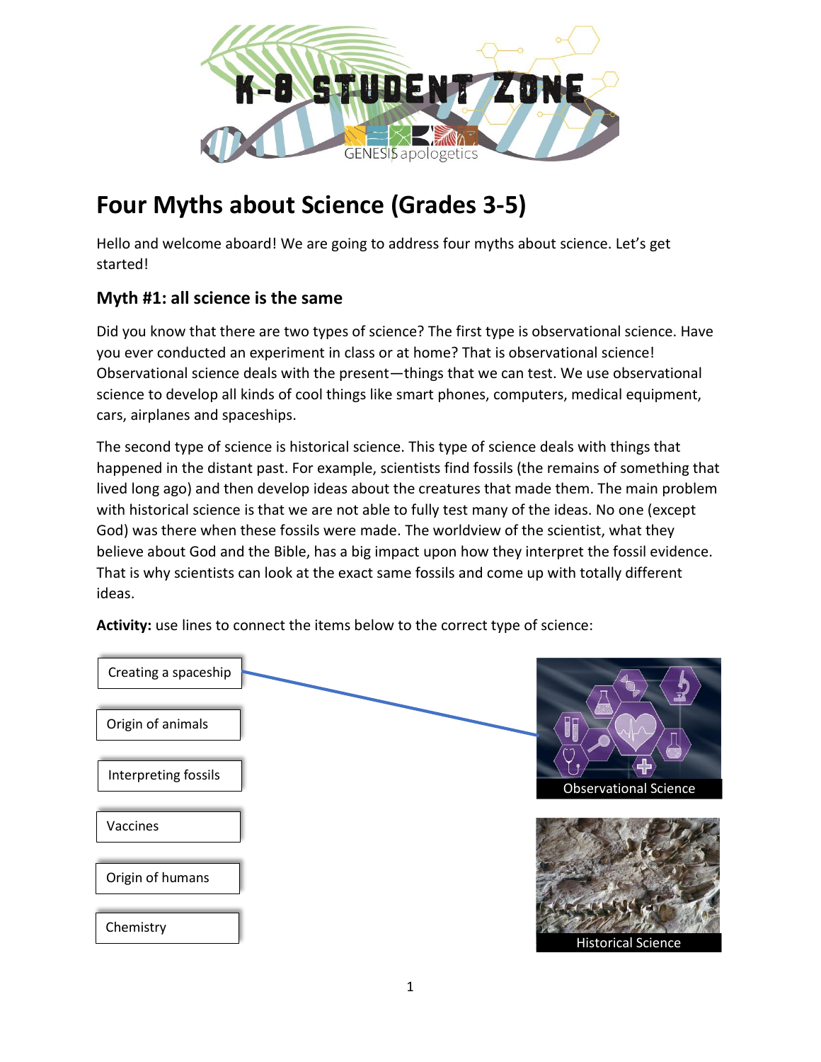# Four Myths about Science (Grades 3-5)

Hello and welcome aboard! We are going to address four myths about science. Let's get started!

## Myth #1: all science is the same

Did you know that there are two types of science? The first type is observational science. Have you ever conducted an experiment in class or at home? That is observational science! Observational science deals with the present—things that we can test. We use observational science to develop all kinds of cool things like smart phones, computers, medical equipment, cars, airplanes and spaceships.

The second type of science is historical science. This type of science deals with things that happened in the distant past. For example, scientists find fossils (the remains of something that lived long ago) and then develop ideas about the creatures that made them. The main problem with historical science is that we are not able to fully test many of the ideas. No one (except God) was there when these fossils were made. The worldview of the scientist, what they believe about God and the Bible, has a big impact upon how they interpret the fossil evidence. That is why scientists can look at the exact same fossils and come up with totally different ideas.

**Activity:** use lines to connect the items below to the correct type of science:

- Creating a spaceship
- Origin of animals
- Interpreting fossils
- Vaccines
- Origin of humans
- Chemistry

Observational Science

Historical Science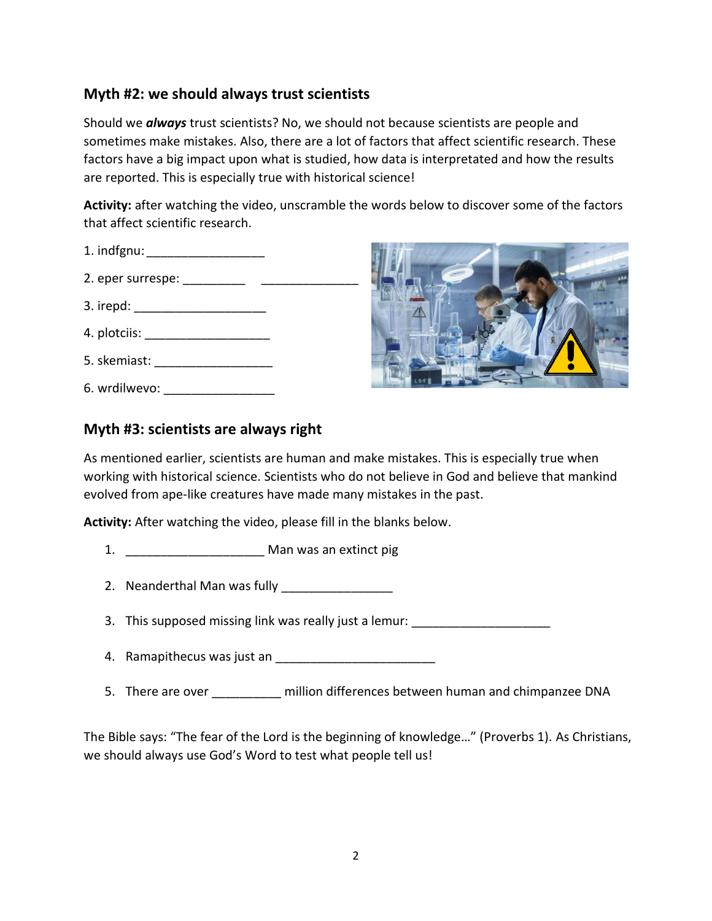## Myth #2: we should always trust scientists

Should we ***always*** trust scientists? No, we should not because scientists are people and sometimes make mistakes. Also, there are a lot of factors that affect scientific research. These factors have a big impact upon what is studied, how data is interpretated and how the results are reported. This is especially true with historical science!

**Activity:** after watching the video, unscramble the words below to discover some of the factors that affect scientific research.

1. indfgnu: _________________
2. eper surrespe: _________ ______________
3. irepd: ___________________
4. plotciis: __________________
5. skemiast: _________________
6. wrdilwevo: ________________

## Myth #3: scientists are always right

As mentioned earlier, scientists are human and make mistakes. This is especially true when working with historical science. Scientists who do not believe in God and believe that mankind evolved from ape-like creatures have made many mistakes in the past.

**Activity:** After watching the video, please fill in the blanks below.

1. ____________________ Man was an extinct pig
2. Neanderthal Man was fully ________________
3. This supposed missing link was really just a lemur: ____________________
4. Ramapithecus was just an _______________________
5. There are over __________ million differences between human and chimpanzee DNA

The Bible says: "The fear of the Lord is the beginning of knowledge…" (Proverbs 1). As Christians, we should always use God's Word to test what people tell us!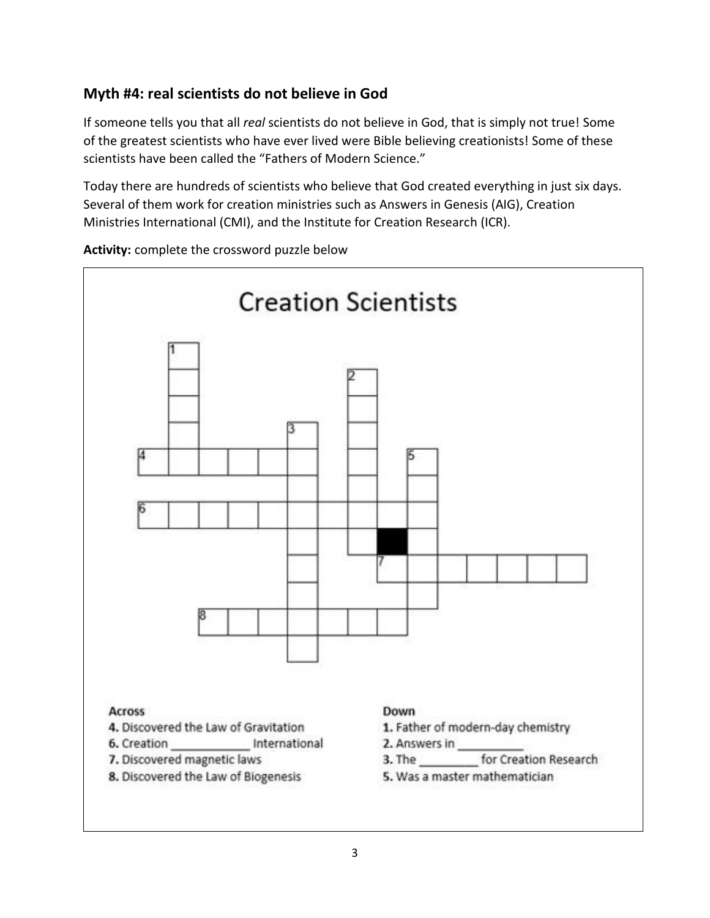## Myth #4: real scientists do not believe in God

If someone tells you that all *real* scientists do not believe in God, that is simply not true! Some of the greatest scientists who have ever lived were Bible believing creationists! Some of these scientists have been called the "Fathers of Modern Science."

Today there are hundreds of scientists who believe that God created everything in just six days. Several of them work for creation ministries such as Answers in Genesis (AIG), Creation Ministries International (CMI), and the Institute for Creation Research (ICR).

**Activity:** complete the crossword puzzle below

### Creation Scientists

**Across**

**4.** Discovered the Law of Gravitation

**6.** Creation ____________ International

**7.** Discovered magnetic laws

**8.** Discovered the Law of Biogenesis

**Down**

**1.** Father of modern-day chemistry

**2.** Answers in __________

**3.** The _________ for Creation Research

**5.** Was a master mathematician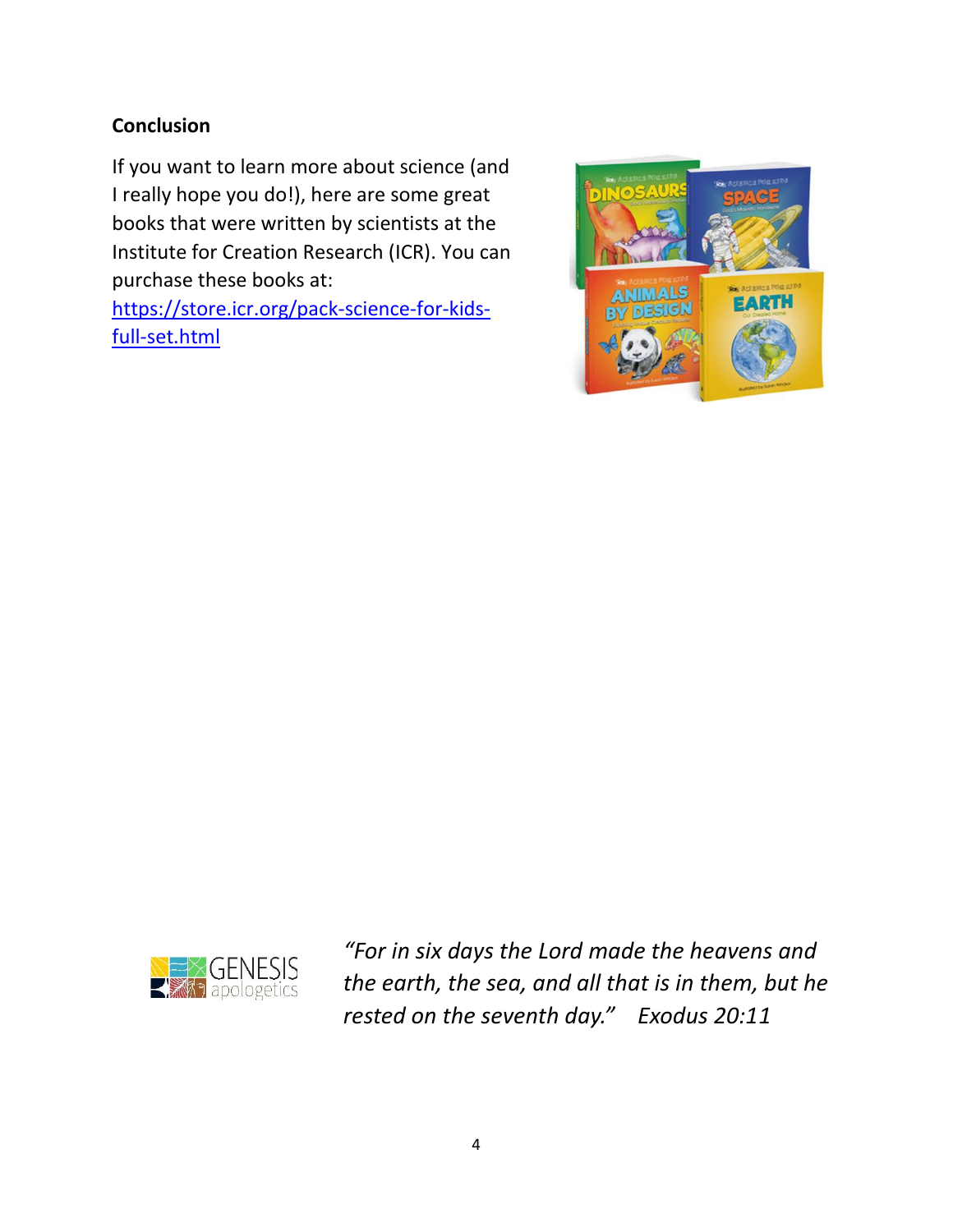**Conclusion**

If you want to learn more about science (and I really hope you do!), here are some great books that were written by scientists at the Institute for Creation Research (ICR). You can purchase these books at: [https://store.icr.org/pack-science-for-kids-full-set.html](https://store.icr.org/pack-science-for-kids-full-set.html)

GENESIS apologetics

*"For in six days the Lord made the heavens and the earth, the sea, and all that is in them, but he rested on the seventh day." Exodus 20:11*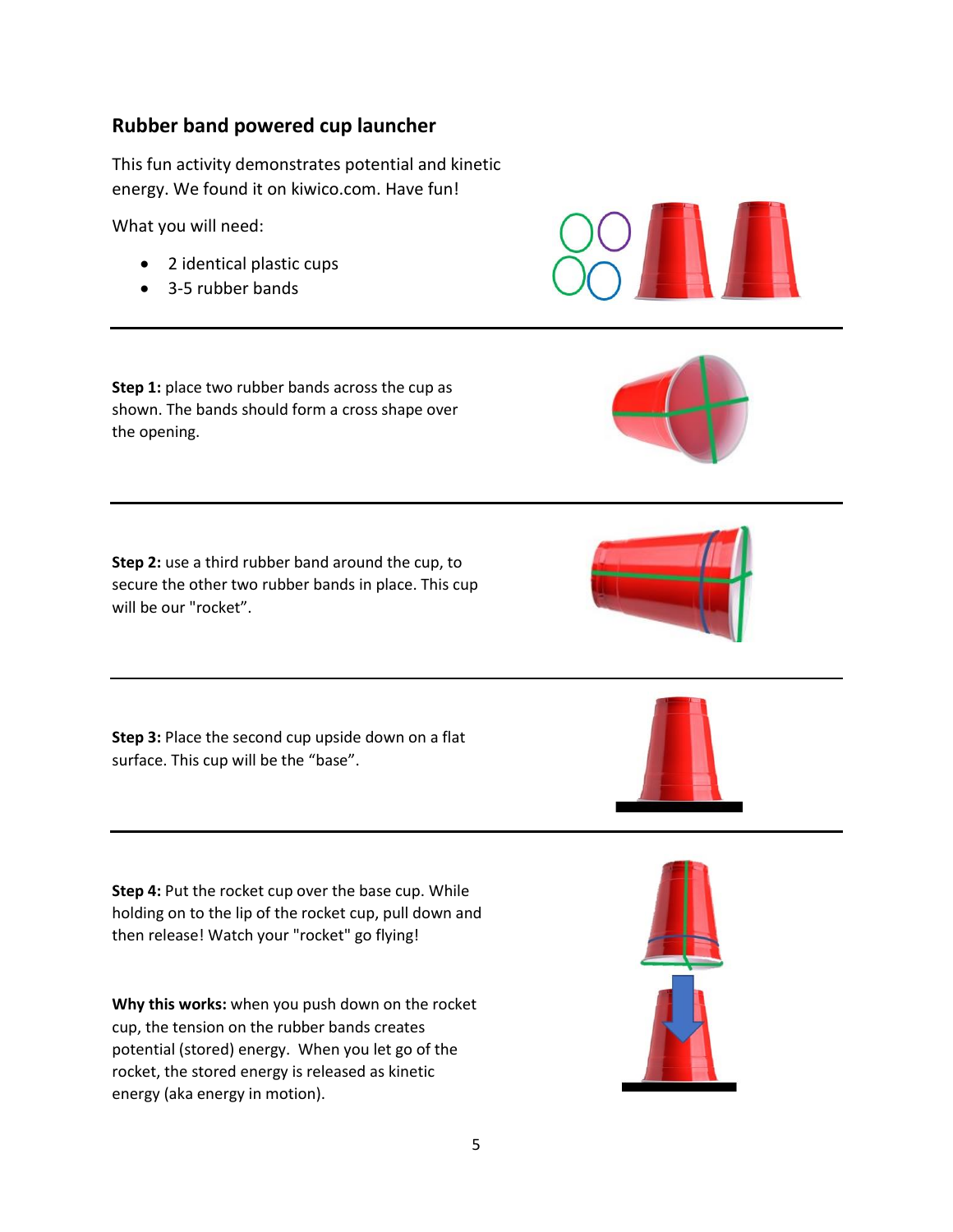## Rubber band powered cup launcher

This fun activity demonstrates potential and kinetic energy. We found it on kiwico.com. Have fun!

What you will need:

- 2 identical plastic cups
- 3-5 rubber bands

---

**Step 1:** place two rubber bands across the cup as shown. The bands should form a cross shape over the opening.

---

**Step 2:** use a third rubber band around the cup, to secure the other two rubber bands in place. This cup will be our "rocket".

---

**Step 3:** Place the second cup upside down on a flat surface. This cup will be the “base”.

---

**Step 4:** Put the rocket cup over the base cup. While holding on to the lip of the rocket cup, pull down and then release! Watch your "rocket" go flying!

**Why this works:** when you push down on the rocket cup, the tension on the rubber bands creates potential (stored) energy. When you let go of the rocket, the stored energy is released as kinetic energy (aka energy in motion).